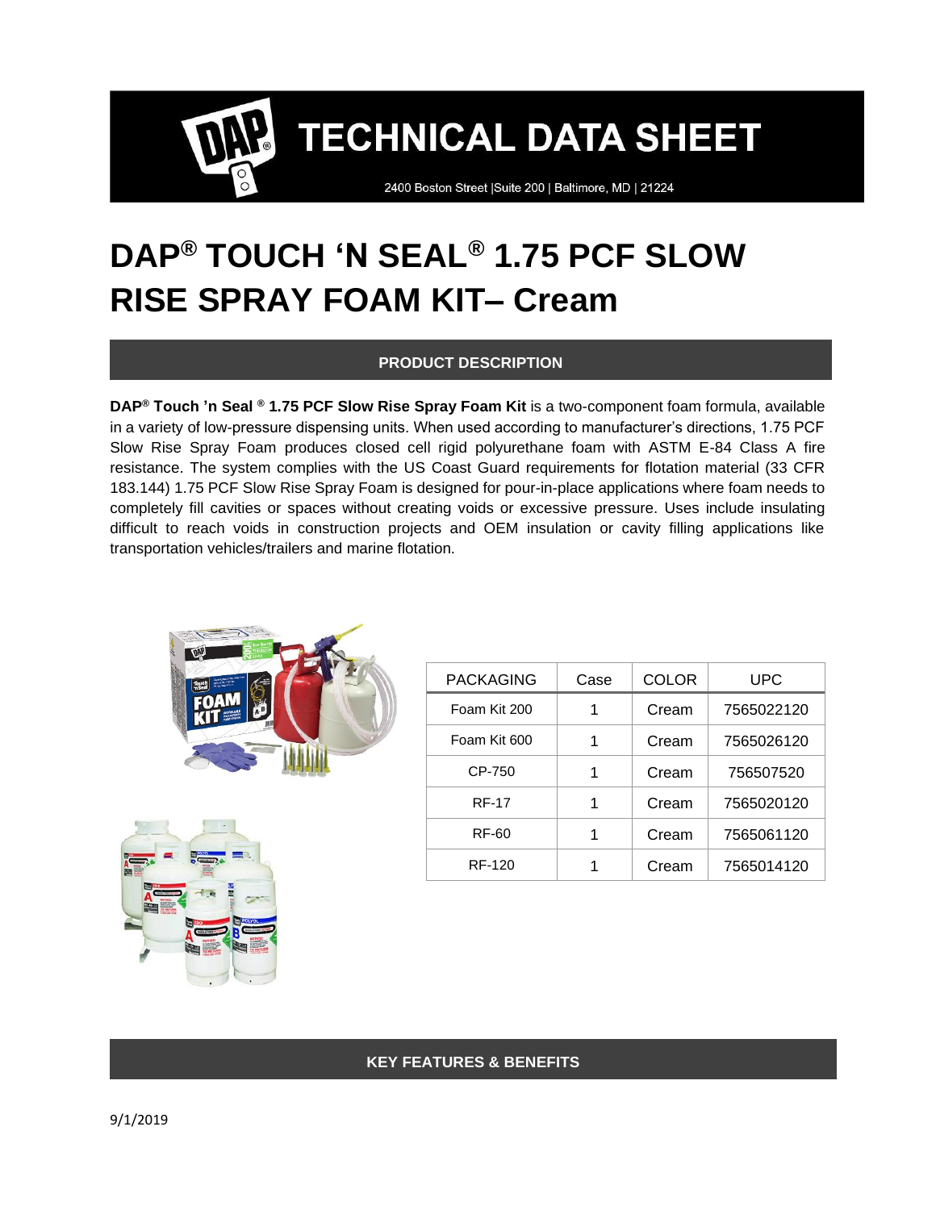# TECHNICAL DATA SHEET

2400 Boston Street |Suite 200 | Baltimore, MD | 21224

# DAP® TOUCH 'N SEAL® 1.75 PCF SLOW RISE SPRAY FOAM KIT– Cream

## PRODUCT DESCRIPTION

**DAP® Touch 'n Seal ® 1.75 PCF Slow Rise Spray Foam Kit** is a two-component foam formula, available in a variety of low-pressure dispensing units. When used according to manufacturer's directions, 1.75 PCF Slow Rise Spray Foam produces closed cell rigid polyurethane foam with ASTM E-84 Class A fire resistance. The system complies with the US Coast Guard requirements for flotation material (33 CFR 183.144) 1.75 PCF Slow Rise Spray Foam is designed for pour-in-place applications where foam needs to completely fill cavities or spaces without creating voids or excessive pressure. Uses include insulating difficult to reach voids in construction projects and OEM insulation or cavity filling applications like transportation vehicles/trailers and marine flotation.

| PACKAGING | Case | COLOR | UPC |
|---|---|---|---|
| Foam Kit 200 | 1 | Cream | 7565022120 |
| Foam Kit 600 | 1 | Cream | 7565026120 |
| CP-750 | 1 | Cream | 756507520 |
| RF-17 | 1 | Cream | 7565020120 |
| RF-60 | 1 | Cream | 7565061120 |
| RF-120 | 1 | Cream | 7565014120 |

## KEY FEATURES & BENEFITS

9/1/2019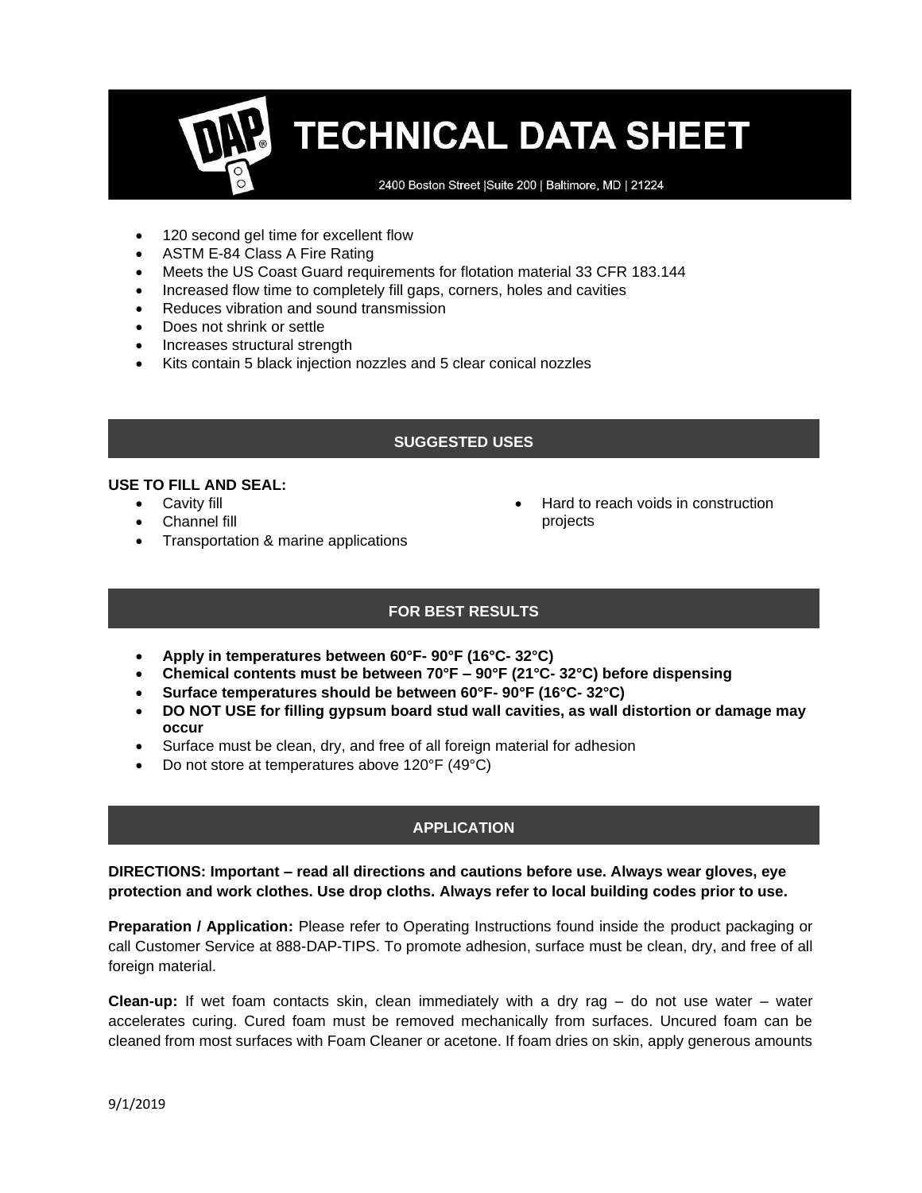- 120 second gel time for excellent flow
- ASTM E-84 Class A Fire Rating
- Meets the US Coast Guard requirements for flotation material 33 CFR 183.144
- Increased flow time to completely fill gaps, corners, holes and cavities
- Reduces vibration and sound transmission
- Does not shrink or settle
- Increases structural strength
- Kits contain 5 black injection nozzles and 5 clear conical nozzles

## SUGGESTED USES

**USE TO FILL AND SEAL:**

- Cavity fill
- Channel fill
- Transportation & marine applications
- Hard to reach voids in construction projects

## FOR BEST RESULTS

- **Apply in temperatures between 60°F- 90°F (16°C- 32°C)**
- **Chemical contents must be between 70°F – 90°F (21°C- 32°C) before dispensing**
- **Surface temperatures should be between 60°F- 90°F (16°C- 32°C)**
- **DO NOT USE for filling gypsum board stud wall cavities, as wall distortion or damage may occur**
- Surface must be clean, dry, and free of all foreign material for adhesion
- Do not store at temperatures above 120°F (49°C)

## APPLICATION

**DIRECTIONS: Important – read all directions and cautions before use. Always wear gloves, eye protection and work clothes. Use drop cloths. Always refer to local building codes prior to use.**

**Preparation / Application:** Please refer to Operating Instructions found inside the product packaging or call Customer Service at 888-DAP-TIPS. To promote adhesion, surface must be clean, dry, and free of all foreign material.

**Clean-up:** If wet foam contacts skin, clean immediately with a dry rag – do not use water – water accelerates curing. Cured foam must be removed mechanically from surfaces. Uncured foam can be cleaned from most surfaces with Foam Cleaner or acetone. If foam dries on skin, apply generous amounts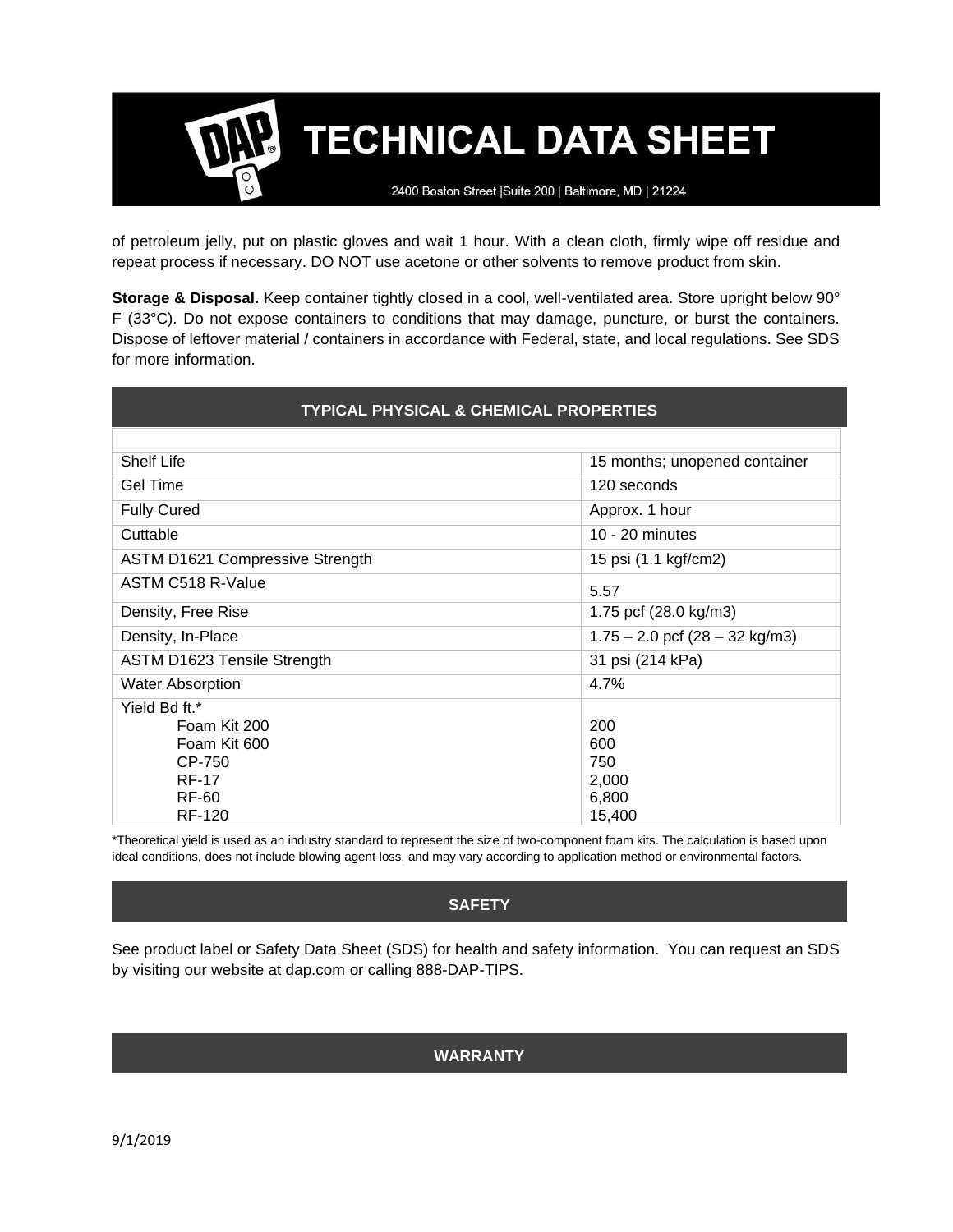of petroleum jelly, put on plastic gloves and wait 1 hour. With a clean cloth, firmly wipe off residue and repeat process if necessary. DO NOT use acetone or other solvents to remove product from skin.

**Storage & Disposal.** Keep container tightly closed in a cool, well-ventilated area. Store upright below 90° F (33°C). Do not expose containers to conditions that may damage, puncture, or burst the containers. Dispose of leftover material / containers in accordance with Federal, state, and local regulations. See SDS for more information.

## TYPICAL PHYSICAL & CHEMICAL PROPERTIES

| | |
|---|---|
| Shelf Life | 15 months; unopened container |
| Gel Time | 120 seconds |
| Fully Cured | Approx. 1 hour |
| Cuttable | 10 - 20 minutes |
| ASTM D1621 Compressive Strength | 15 psi (1.1 kgf/cm2) |
| ASTM C518 R-Value | 5.57 |
| Density, Free Rise | 1.75 pcf (28.0 kg/m3) |
| Density, In-Place | 1.75 – 2.0 pcf (28 – 32 kg/m3) |
| ASTM D1623 Tensile Strength | 31 psi (214 kPa) |
| Water Absorption | 4.7% |
| Yield Bd ft.* | |
| Foam Kit 200 | 200 |
| Foam Kit 600 | 600 |
| CP-750 | 750 |
| RF-17 | 2,000 |
| RF-60 | 6,800 |
| RF-120 | 15,400 |

*Theoretical yield is used as an industry standard to represent the size of two-component foam kits. The calculation is based upon ideal conditions, does not include blowing agent loss, and may vary according to application method or environmental factors.

## SAFETY

See product label or Safety Data Sheet (SDS) for health and safety information. You can request an SDS by visiting our website at dap.com or calling 888-DAP-TIPS.

## WARRANTY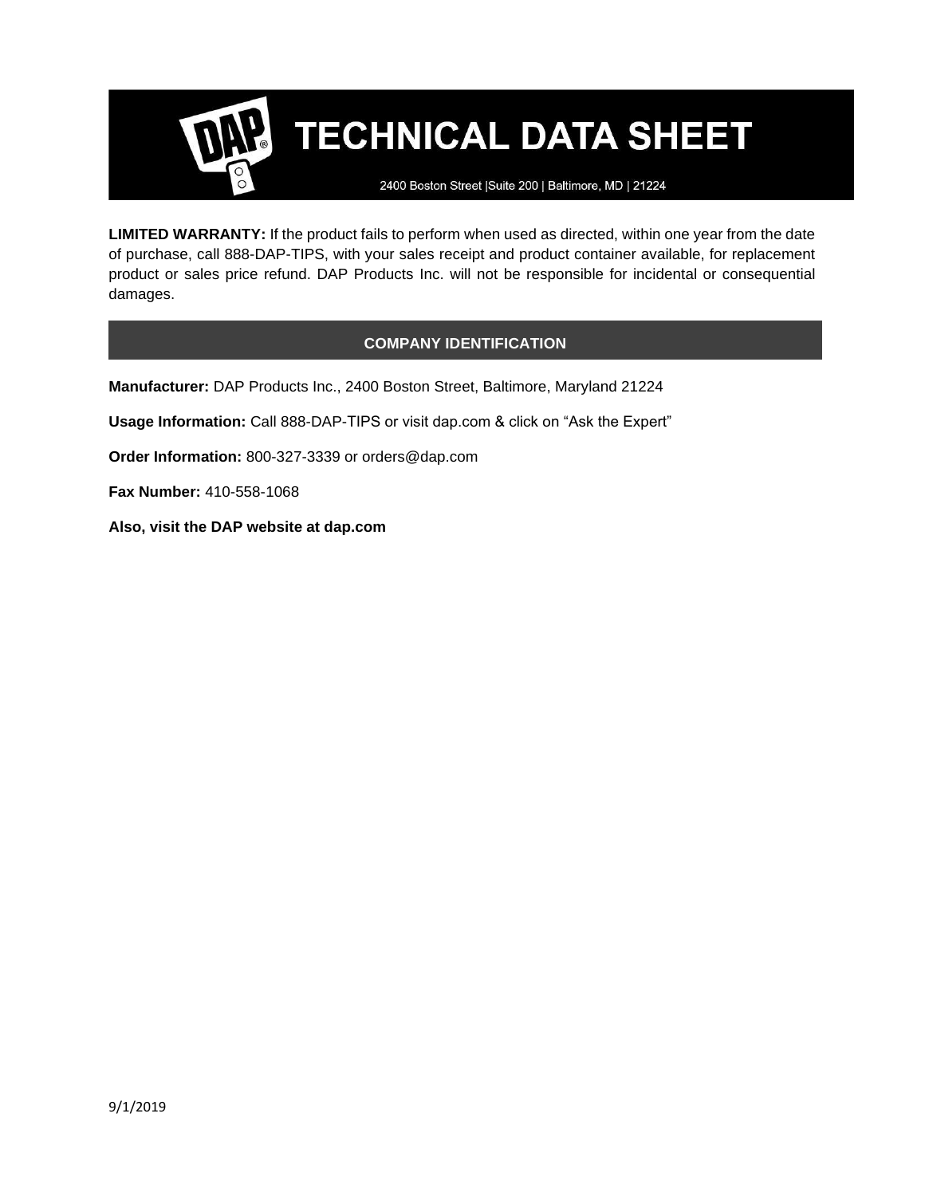**LIMITED WARRANTY:** If the product fails to perform when used as directed, within one year from the date of purchase, call 888-DAP-TIPS, with your sales receipt and product container available, for replacement product or sales price refund. DAP Products Inc. will not be responsible for incidental or consequential damages.

## COMPANY IDENTIFICATION

**Manufacturer:** DAP Products Inc., 2400 Boston Street, Baltimore, Maryland 21224

**Usage Information:** Call 888-DAP-TIPS or visit dap.com & click on "Ask the Expert"

**Order Information:** 800-327-3339 or orders@dap.com

**Fax Number:** 410-558-1068

**Also, visit the DAP website at dap.com**